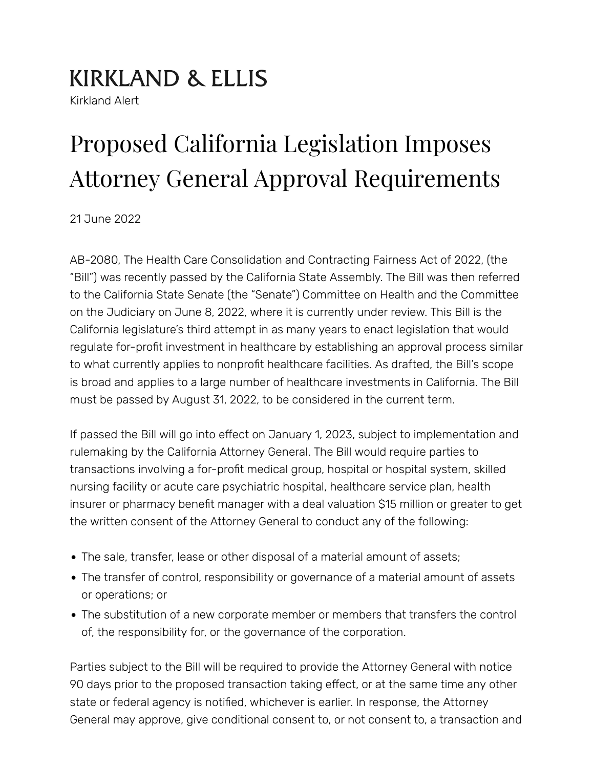KIRKLAND & ELLIS

Kirkland Alert

# Proposed California Legislation Imposes Attorney General Approval Requirements

21 June 2022

AB-2080, The Health Care Consolidation and Contracting Fairness Act of 2022, (the "Bill") was recently passed by the California State Assembly. The Bill was then referred to the California State Senate (the "Senate") Committee on Health and the Committee on the Judiciary on June 8, 2022, where it is currently under review. This Bill is the California legislature's third attempt in as many years to enact legislation that would regulate for-profit investment in healthcare by establishing an approval process similar to what currently applies to nonprofit healthcare facilities. As drafted, the Bill's scope is broad and applies to a large number of healthcare investments in California. The Bill must be passed by August 31, 2022, to be considered in the current term.

If passed the Bill will go into effect on January 1, 2023, subject to implementation and rulemaking by the California Attorney General. The Bill would require parties to transactions involving a for-profit medical group, hospital or hospital system, skilled nursing facility or acute care psychiatric hospital, healthcare service plan, health insurer or pharmacy benefit manager with a deal valuation $15 million or greater to get the written consent of the Attorney General to conduct any of the following:

- The sale, transfer, lease or other disposal of a material amount of assets;
- The transfer of control, responsibility or governance of a material amount of assets or operations; or
- The substitution of a new corporate member or members that transfers the control of, the responsibility for, or the governance of the corporation.

Parties subject to the Bill will be required to provide the Attorney General with notice 90 days prior to the proposed transaction taking effect, or at the same time any other state or federal agency is notified, whichever is earlier. In response, the Attorney General may approve, give conditional consent to, or not consent to, a transaction and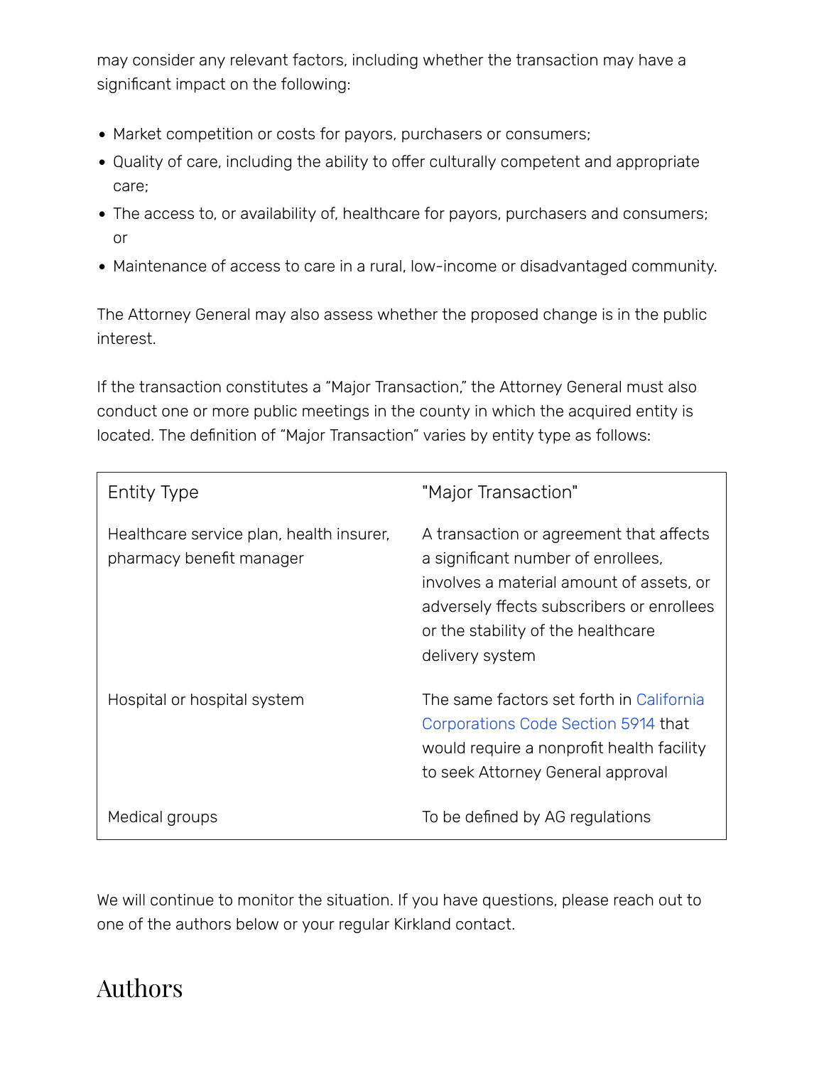may consider any relevant factors, including whether the transaction may have a significant impact on the following:

- Market competition or costs for payors, purchasers or consumers;
- Quality of care, including the ability to offer culturally competent and appropriate care;
- The access to, or availability of, healthcare for payors, purchasers and consumers; or
- Maintenance of access to care in a rural, low-income or disadvantaged community.

The Attorney General may also assess whether the proposed change is in the public interest.

If the transaction constitutes a "Major Transaction," the Attorney General must also conduct one or more public meetings in the county in which the acquired entity is located. The definition of "Major Transaction" varies by entity type as follows:

| Entity Type | "Major Transaction" |
| --- | --- |
| Healthcare service plan, health insurer, pharmacy benefit manager | A transaction or agreement that affects a significant number of enrollees, involves a material amount of assets, or adversely ffects subscribers or enrollees or the stability of the healthcare delivery system |
| Hospital or hospital system | The same factors set forth in California Corporations Code Section 5914 that would require a nonprofit health facility to seek Attorney General approval |
| Medical groups | To be defined by AG regulations |

We will continue to monitor the situation. If you have questions, please reach out to one of the authors below or your regular Kirkland contact.

# Authors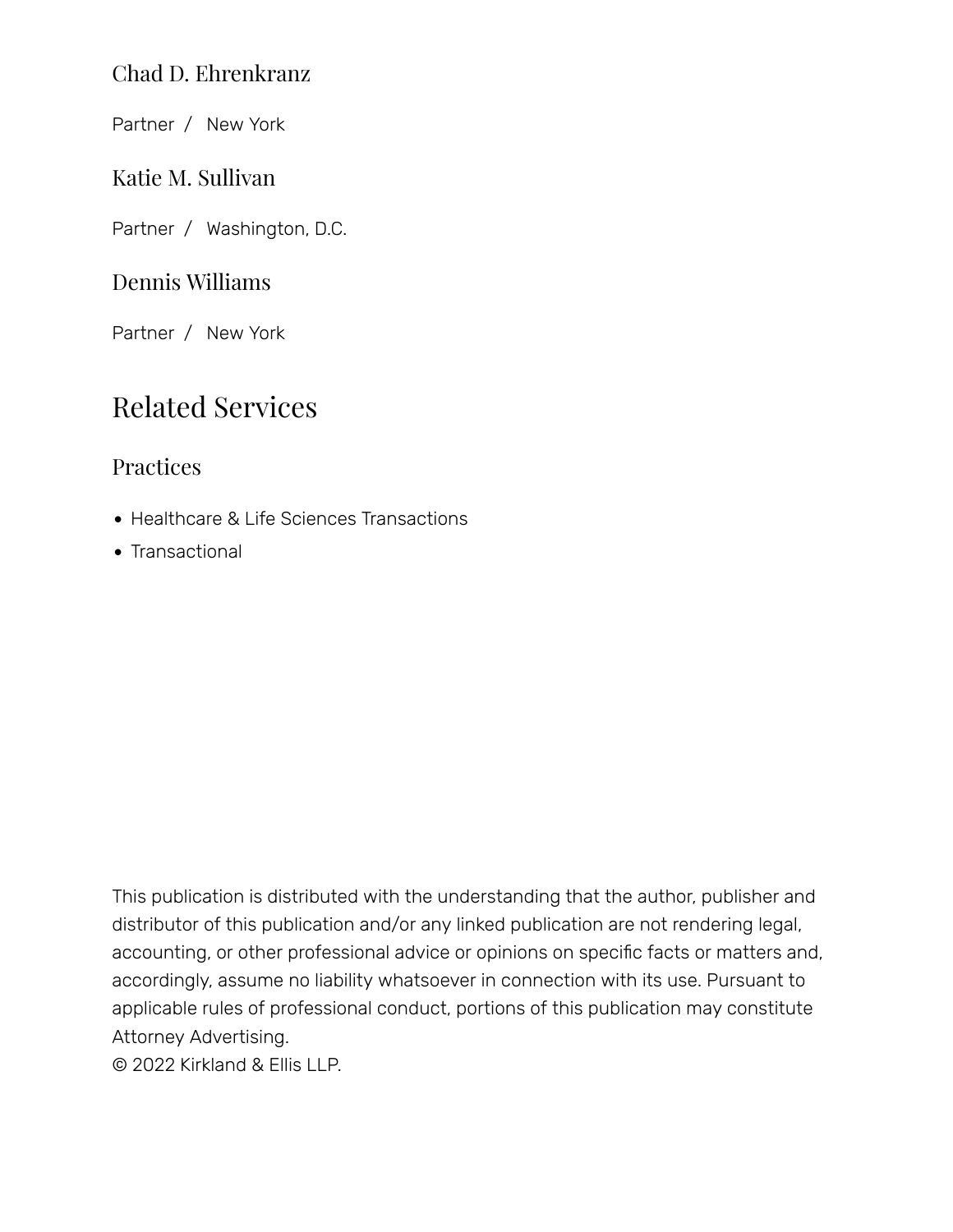### Chad D. Ehrenkranz

Partner / New York

### Katie M. Sullivan

Partner / Washington, D.C.

### Dennis Williams

Partner / New York

## Related Services

### Practices

- Healthcare & Life Sciences Transactions
- Transactional

This publication is distributed with the understanding that the author, publisher and distributor of this publication and/or any linked publication are not rendering legal, accounting, or other professional advice or opinions on specific facts or matters and, accordingly, assume no liability whatsoever in connection with its use. Pursuant to applicable rules of professional conduct, portions of this publication may constitute Attorney Advertising.
© 2022 Kirkland & Ellis LLP.